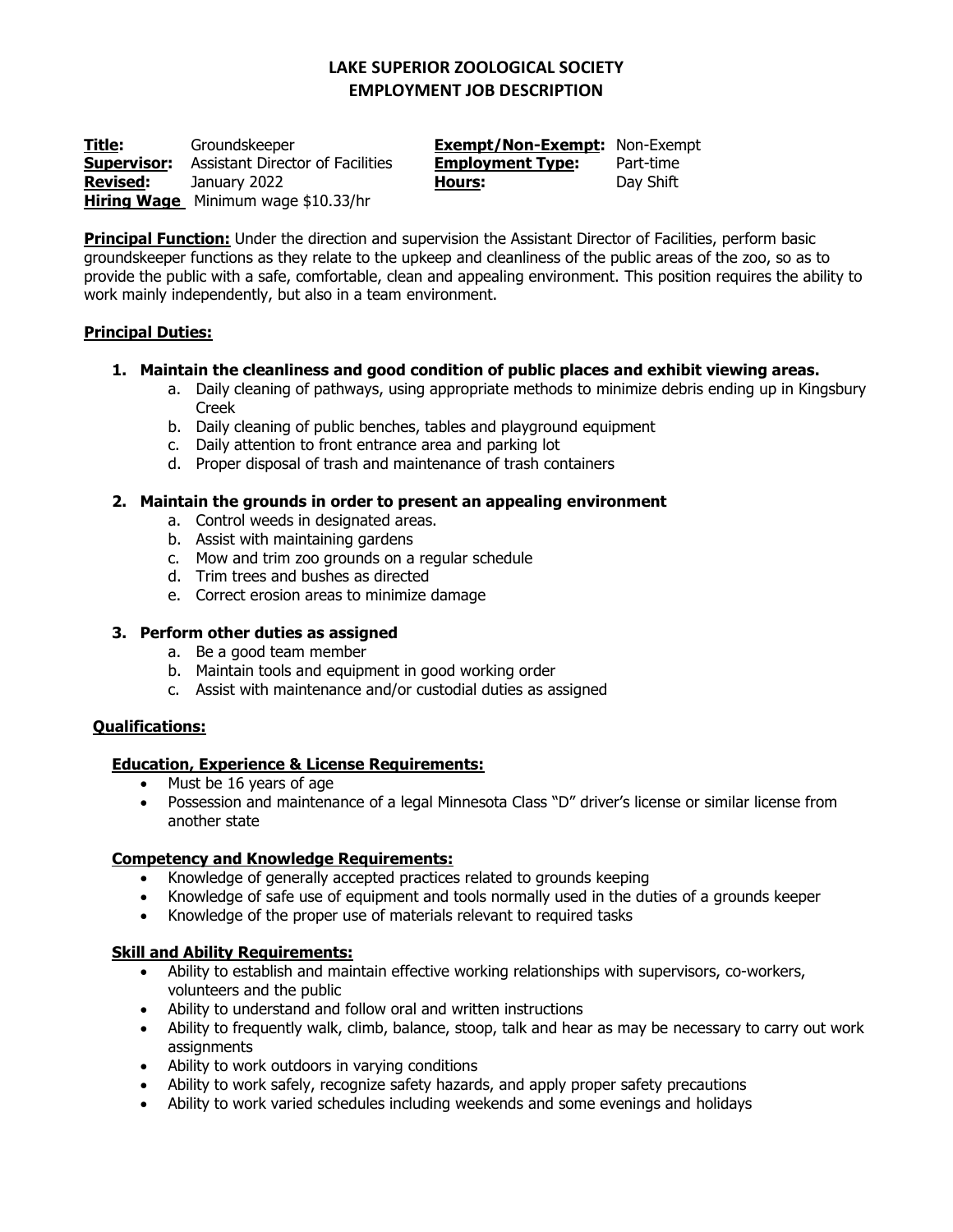# LAKE SUPERIOR ZOOLOGICAL SOCIETY
# EMPLOYMENT JOB DESCRIPTION

**Title:** Groundskeeper
**Supervisor:** Assistant Director of Facilities
**Revised:** January 2022
**Hiring Wage** Minimum wage $10.33/hr

**Exempt/Non-Exempt:** Non-Exempt
**Employment Type:** Part-time
**Hours:** Day Shift

**Principal Function:** Under the direction and supervision the Assistant Director of Facilities, perform basic groundskeeper functions as they relate to the upkeep and cleanliness of the public areas of the zoo, so as to provide the public with a safe, comfortable, clean and appealing environment. This position requires the ability to work mainly independently, but also in a team environment.

**Principal Duties:**

1. **Maintain the cleanliness and good condition of public places and exhibit viewing areas.**
   a. Daily cleaning of pathways, using appropriate methods to minimize debris ending up in Kingsbury Creek
   b. Daily cleaning of public benches, tables and playground equipment
   c. Daily attention to front entrance area and parking lot
   d. Proper disposal of trash and maintenance of trash containers

2. **Maintain the grounds in order to present an appealing environment**
   a. Control weeds in designated areas.
   b. Assist with maintaining gardens
   c. Mow and trim zoo grounds on a regular schedule
   d. Trim trees and bushes as directed
   e. Correct erosion areas to minimize damage

3. **Perform other duties as assigned**
   a. Be a good team member
   b. Maintain tools and equipment in good working order
   c. Assist with maintenance and/or custodial duties as assigned

**Qualifications:**

**Education, Experience & License Requirements:**
- Must be 16 years of age
- Possession and maintenance of a legal Minnesota Class "D" driver's license or similar license from another state

**Competency and Knowledge Requirements:**
- Knowledge of generally accepted practices related to grounds keeping
- Knowledge of safe use of equipment and tools normally used in the duties of a grounds keeper
- Knowledge of the proper use of materials relevant to required tasks

**Skill and Ability Requirements:**
- Ability to establish and maintain effective working relationships with supervisors, co-workers, volunteers and the public
- Ability to understand and follow oral and written instructions
- Ability to frequently walk, climb, balance, stoop, talk and hear as may be necessary to carry out work assignments
- Ability to work outdoors in varying conditions
- Ability to work safely, recognize safety hazards, and apply proper safety precautions
- Ability to work varied schedules including weekends and some evenings and holidays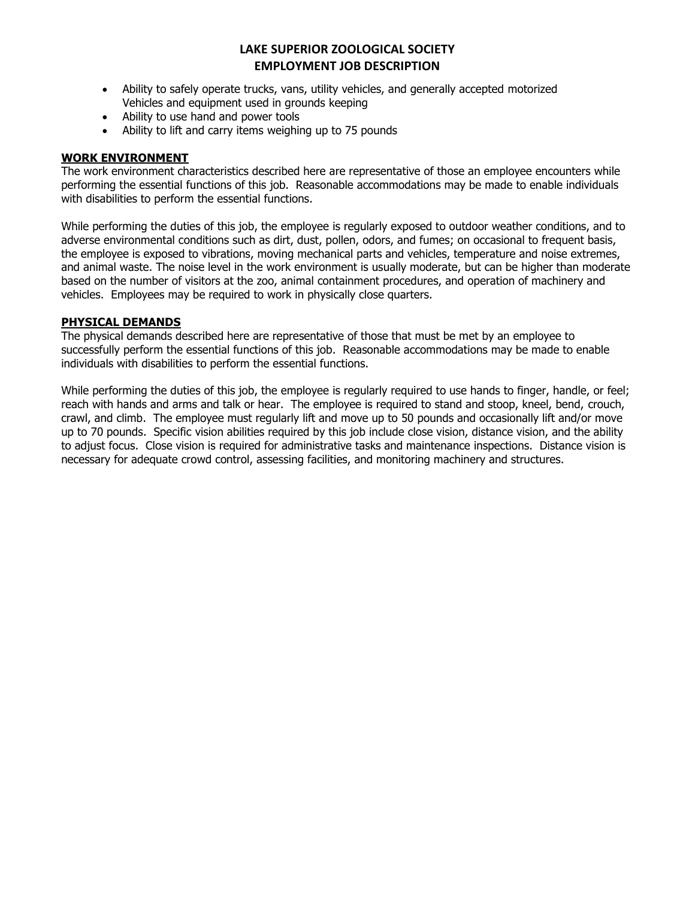- Ability to safely operate trucks, vans, utility vehicles, and generally accepted motorized Vehicles and equipment used in grounds keeping
- Ability to use hand and power tools
- Ability to lift and carry items weighing up to 75 pounds

## WORK ENVIRONMENT

The work environment characteristics described here are representative of those an employee encounters while performing the essential functions of this job. Reasonable accommodations may be made to enable individuals with disabilities to perform the essential functions.

While performing the duties of this job, the employee is regularly exposed to outdoor weather conditions, and to adverse environmental conditions such as dirt, dust, pollen, odors, and fumes; on occasional to frequent basis, the employee is exposed to vibrations, moving mechanical parts and vehicles, temperature and noise extremes, and animal waste. The noise level in the work environment is usually moderate, but can be higher than moderate based on the number of visitors at the zoo, animal containment procedures, and operation of machinery and vehicles. Employees may be required to work in physically close quarters.

## PHYSICAL DEMANDS

The physical demands described here are representative of those that must be met by an employee to successfully perform the essential functions of this job. Reasonable accommodations may be made to enable individuals with disabilities to perform the essential functions.

While performing the duties of this job, the employee is regularly required to use hands to finger, handle, or feel; reach with hands and arms and talk or hear. The employee is required to stand and stoop, kneel, bend, crouch, crawl, and climb. The employee must regularly lift and move up to 50 pounds and occasionally lift and/or move up to 70 pounds. Specific vision abilities required by this job include close vision, distance vision, and the ability to adjust focus. Close vision is required for administrative tasks and maintenance inspections. Distance vision is necessary for adequate crowd control, assessing facilities, and monitoring machinery and structures.